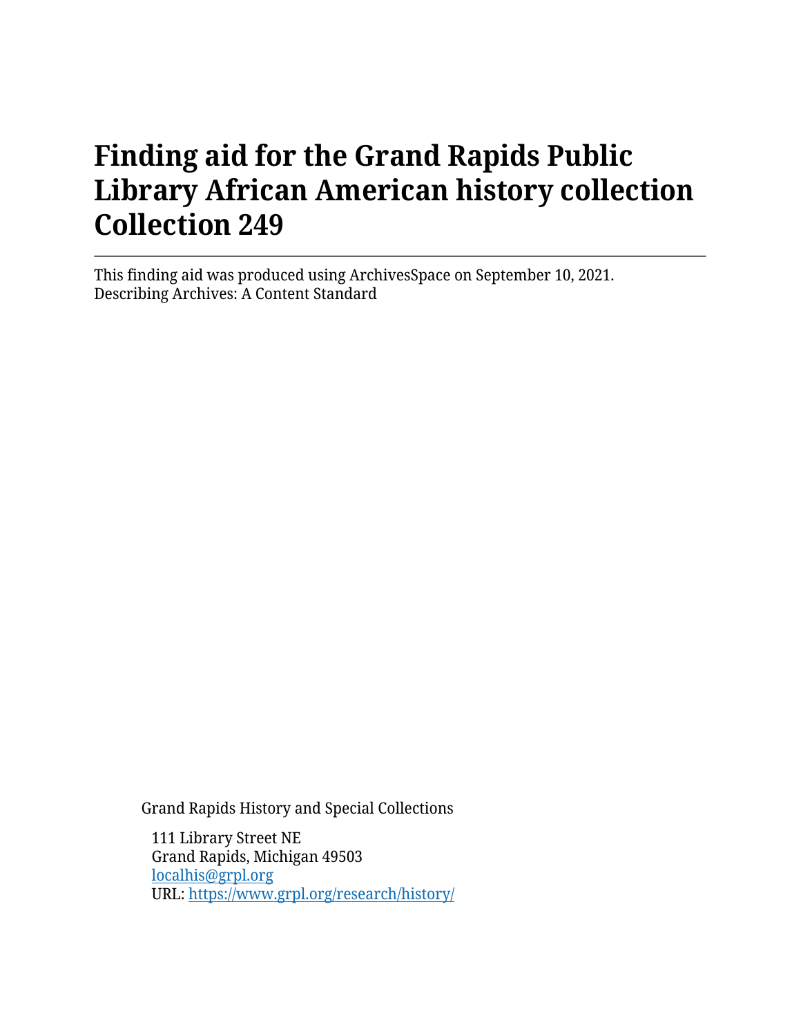# Finding aid for the Grand Rapids Public Library African American history collection Collection 249

This finding aid was produced using ArchivesSpace on September 10, 2021.
Describing Archives: A Content Standard

Grand Rapids History and Special Collections

111 Library Street NE
Grand Rapids, Michigan 49503
localhis@grpl.org
URL: https://www.grpl.org/research/history/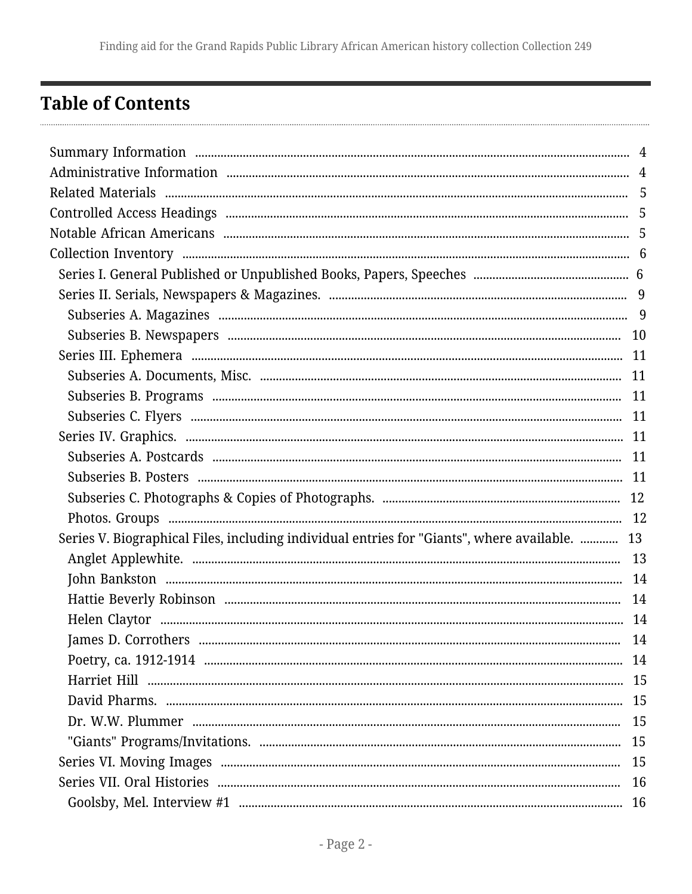# Table of Contents

- Summary Information 4
- Administrative Information 4
- Related Materials 5
- Controlled Access Headings 5
- Notable African Americans 5
- Collection Inventory 6
  - Series I. General Published or Unpublished Books, Papers, Speeches 6
  - Series II. Serials, Newspapers & Magazines. 9
    - Subseries A. Magazines 9
    - Subseries B. Newspapers 10
  - Series III. Ephemera 11
    - Subseries A. Documents, Misc. 11
    - Subseries B. Programs 11
    - Subseries C. Flyers 11
  - Series IV. Graphics. 11
    - Subseries A. Postcards 11
    - Subseries B. Posters 11
    - Subseries C. Photographs & Copies of Photographs. 12
    - Photos. Groups 12
  - Series V. Biographical Files, including individual entries for "Giants", where available. 13
    - Anglet Applewhite. 13
    - John Bankston 14
    - Hattie Beverly Robinson 14
    - Helen Claytor 14
    - James D. Corrothers 14
    - Poetry, ca. 1912-1914 14
    - Harriet Hill 15
    - David Pharms. 15
    - Dr. W.W. Plummer 15
    - "Giants" Programs/Invitations. 15
  - Series VI. Moving Images 15
  - Series VII. Oral Histories 16
    - Goolsby, Mel. Interview #1 16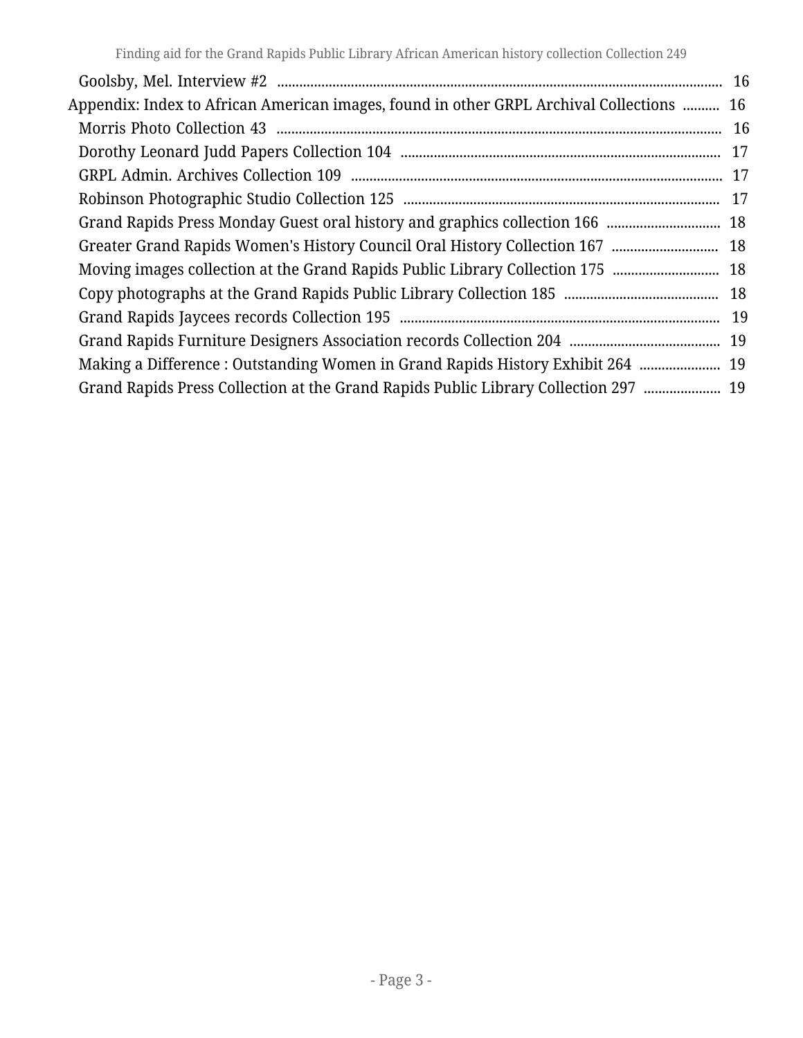- Goolsby, Mel. Interview #2 ........ 16
- Appendix: Index to African American images, found in other GRPL Archival Collections ........ 16
  - Morris Photo Collection 43 ........ 16
  - Dorothy Leonard Judd Papers Collection 104 ........ 17
  - GRPL Admin. Archives Collection 109 ........ 17
  - Robinson Photographic Studio Collection 125 ........ 17
  - Grand Rapids Press Monday Guest oral history and graphics collection 166 ........ 18
  - Greater Grand Rapids Women's History Council Oral History Collection 167 ........ 18
  - Moving images collection at the Grand Rapids Public Library Collection 175 ........ 18
  - Copy photographs at the Grand Rapids Public Library Collection 185 ........ 18
  - Grand Rapids Jaycees records Collection 195 ........ 19
  - Grand Rapids Furniture Designers Association records Collection 204 ........ 19
  - Making a Difference : Outstanding Women in Grand Rapids History Exhibit 264 ........ 19
  - Grand Rapids Press Collection at the Grand Rapids Public Library Collection 297 ........ 19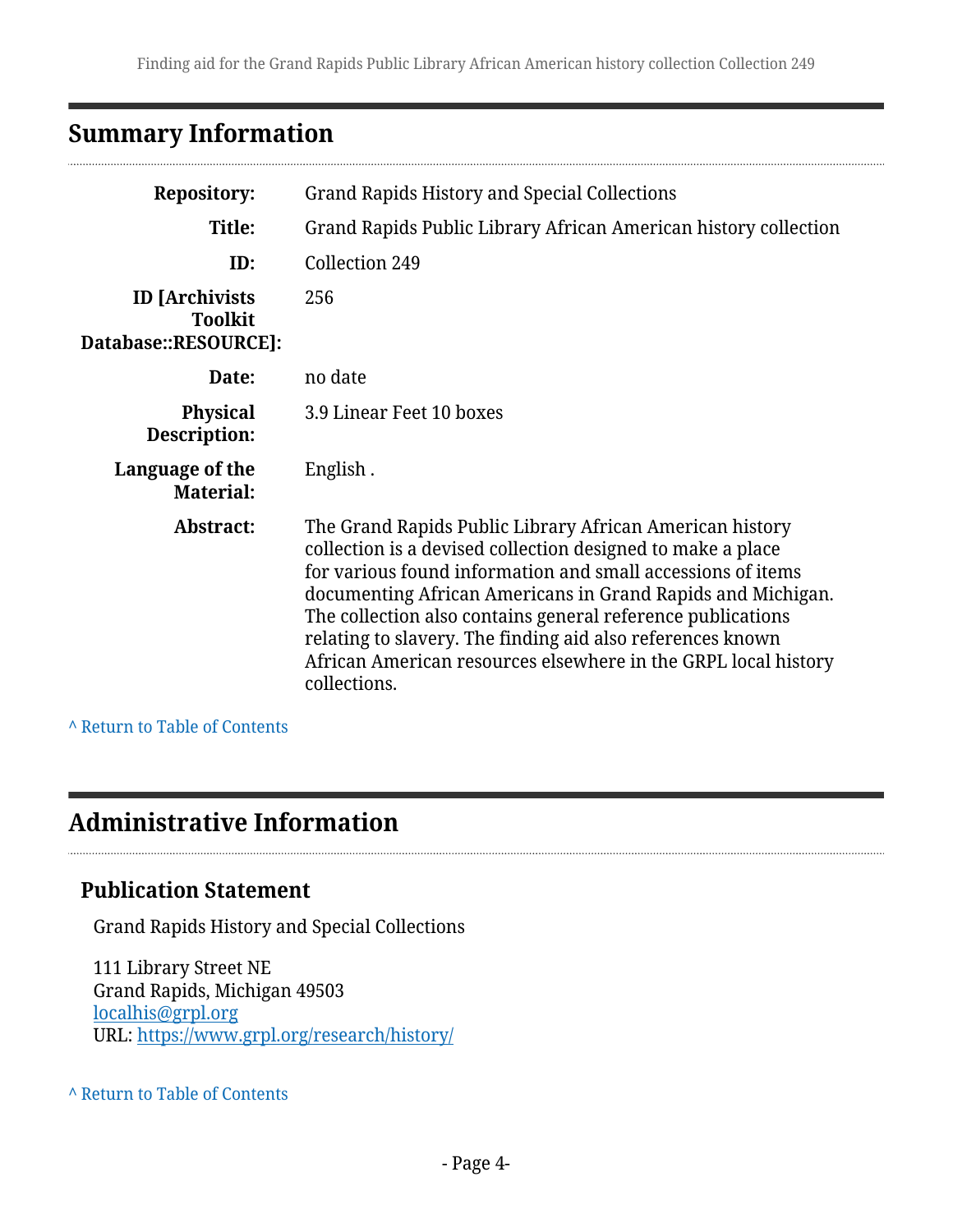## Summary Information

| | |
|---|---|
| **Repository:** | Grand Rapids History and Special Collections |
| **Title:** | Grand Rapids Public Library African American history collection |
| **ID:** | Collection 249 |
| **ID [Archivists Toolkit Database::RESOURCE]:** | 256 |
| **Date:** | no date |
| **Physical Description:** | 3.9 Linear Feet 10 boxes |
| **Language of the Material:** | English . |
| **Abstract:** | The Grand Rapids Public Library African American history collection is a devised collection designed to make a place for various found information and small accessions of items documenting African Americans in Grand Rapids and Michigan. The collection also contains general reference publications relating to slavery. The finding aid also references known African American resources elsewhere in the GRPL local history collections. |

^ Return to Table of Contents

## Administrative Information

### Publication Statement

Grand Rapids History and Special Collections

111 Library Street NE
Grand Rapids, Michigan 49503
localhis@grpl.org
URL: https://www.grpl.org/research/history/

^ Return to Table of Contents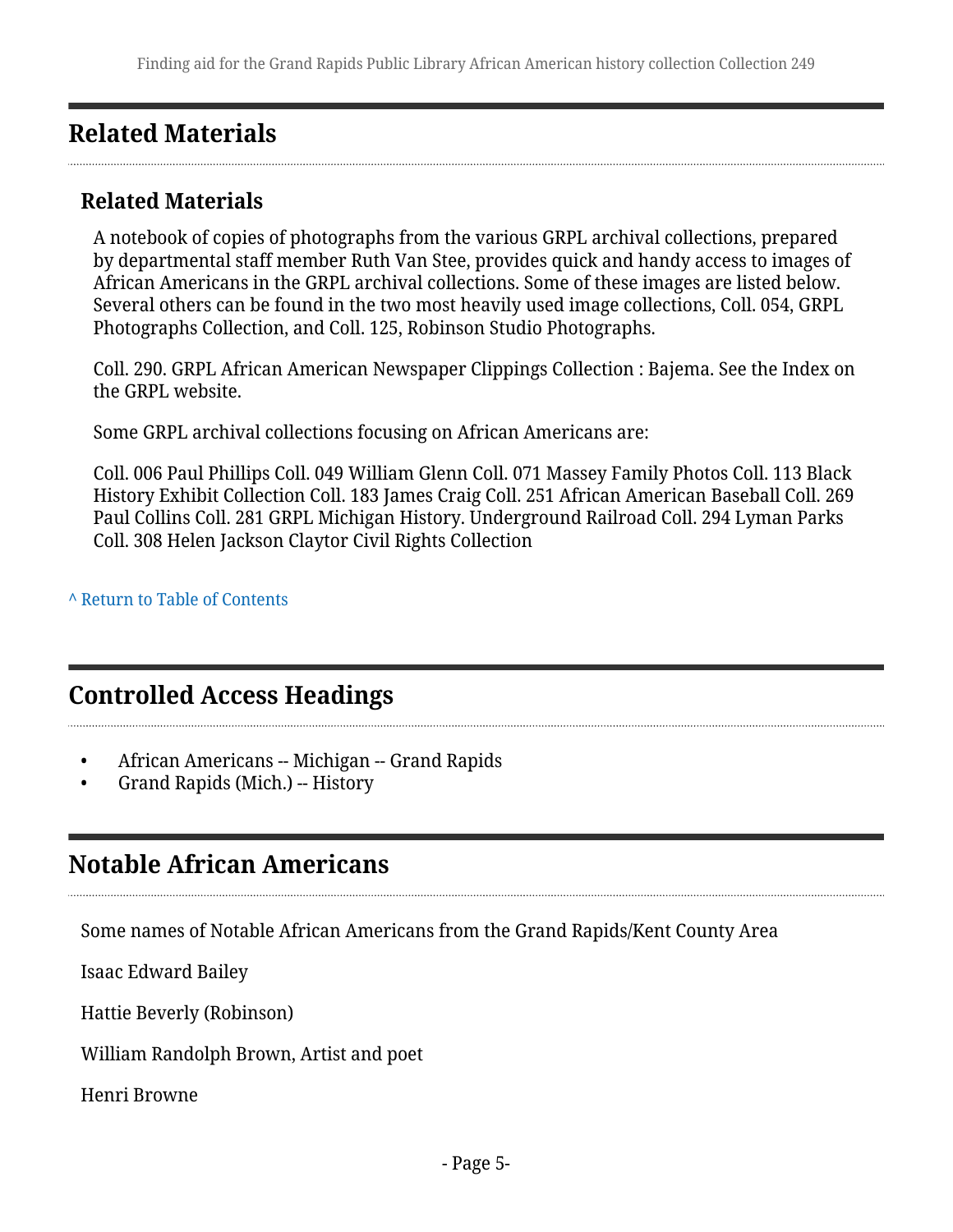## Related Materials

### Related Materials

A notebook of copies of photographs from the various GRPL archival collections, prepared by departmental staff member Ruth Van Stee, provides quick and handy access to images of African Americans in the GRPL archival collections. Some of these images are listed below. Several others can be found in the two most heavily used image collections, Coll. 054, GRPL Photographs Collection, and Coll. 125, Robinson Studio Photographs.

Coll. 290. GRPL African American Newspaper Clippings Collection : Bajema. See the Index on the GRPL website.

Some GRPL archival collections focusing on African Americans are:

Coll. 006 Paul Phillips Coll. 049 William Glenn Coll. 071 Massey Family Photos Coll. 113 Black History Exhibit Collection Coll. 183 James Craig Coll. 251 African American Baseball Coll. 269 Paul Collins Coll. 281 GRPL Michigan History. Underground Railroad Coll. 294 Lyman Parks Coll. 308 Helen Jackson Claytor Civil Rights Collection

^ Return to Table of Contents

## Controlled Access Headings

- African Americans -- Michigan -- Grand Rapids
- Grand Rapids (Mich.) -- History

## Notable African Americans

Some names of Notable African Americans from the Grand Rapids/Kent County Area

Isaac Edward Bailey

Hattie Beverly (Robinson)

William Randolph Brown, Artist and poet

Henri Browne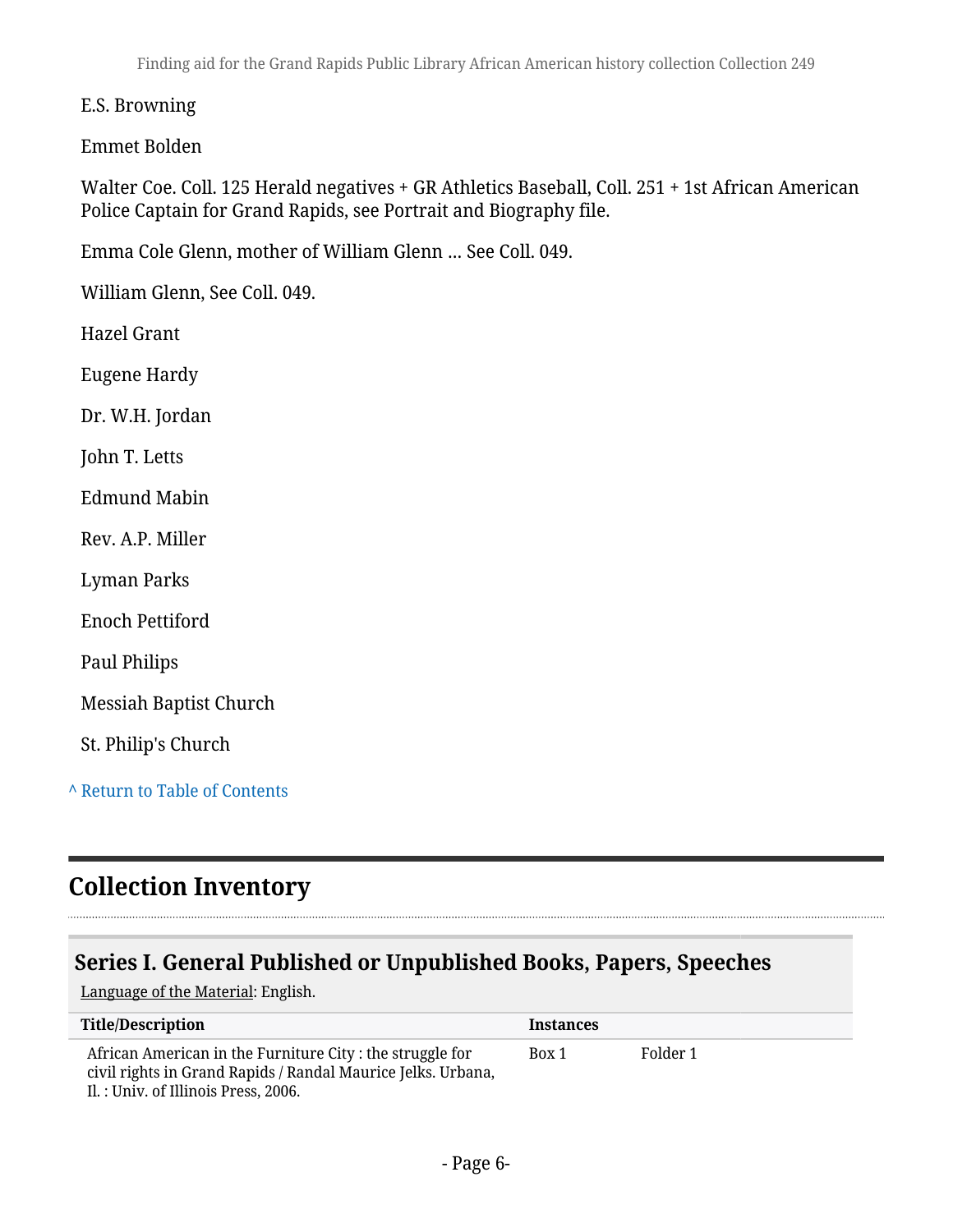E.S. Browning

Emmet Bolden

Walter Coe. Coll. 125 Herald negatives + GR Athletics Baseball, Coll. 251 + 1st African American Police Captain for Grand Rapids, see Portrait and Biography file.

Emma Cole Glenn, mother of William Glenn ... See Coll. 049.

William Glenn, See Coll. 049.

Hazel Grant

Eugene Hardy

Dr. W.H. Jordan

John T. Letts

Edmund Mabin

Rev. A.P. Miller

Lyman Parks

Enoch Pettiford

Paul Philips

Messiah Baptist Church

St. Philip's Church

^ Return to Table of Contents

## Collection Inventory

### Series I. General Published or Unpublished Books, Papers, Speeches

Language of the Material: English.

| Title/Description | Instances | |
|---|---|---|
| African American in the Furniture City : the struggle for civil rights in Grand Rapids / Randal Maurice Jelks. Urbana, Il. : Univ. of Illinois Press, 2006. | Box 1 | Folder 1 |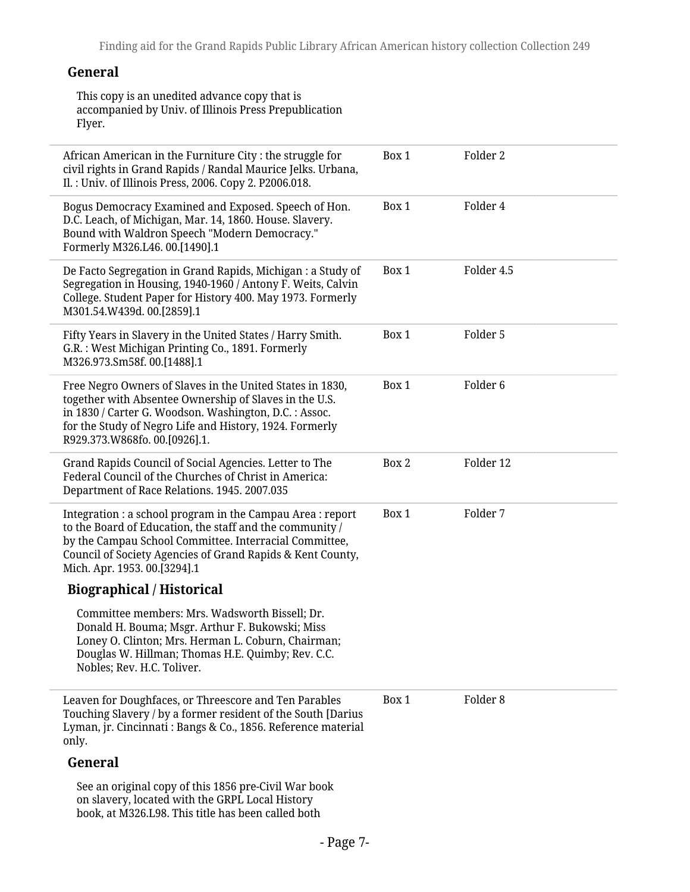### General

This copy is an unedited advance copy that is accompanied by Univ. of Illinois Press Prepublication Flyer.

| | | |
|---|---|---|
| African American in the Furniture City : the struggle for civil rights in Grand Rapids / Randal Maurice Jelks. Urbana, Il. : Univ. of Illinois Press, 2006. Copy 2. P2006.018. | Box 1 | Folder 2 |
| Bogus Democracy Examined and Exposed. Speech of Hon. D.C. Leach, of Michigan, Mar. 14, 1860. House. Slavery. Bound with Waldron Speech "Modern Democracy." Formerly M326.L46. 00.[1490].1 | Box 1 | Folder 4 |
| De Facto Segregation in Grand Rapids, Michigan : a Study of Segregation in Housing, 1940-1960 / Antony F. Weits, Calvin College. Student Paper for History 400. May 1973. Formerly M301.54.W439d. 00.[2859].1 | Box 1 | Folder 4.5 |
| Fifty Years in Slavery in the United States / Harry Smith. G.R. : West Michigan Printing Co., 1891. Formerly M326.973.Sm58f. 00.[1488].1 | Box 1 | Folder 5 |
| Free Negro Owners of Slaves in the United States in 1830, together with Absentee Ownership of Slaves in the U.S. in 1830 / Carter G. Woodson. Washington, D.C. : Assoc. for the Study of Negro Life and History, 1924. Formerly R929.373.W868fo. 00.[0926].1. | Box 1 | Folder 6 |
| Grand Rapids Council of Social Agencies. Letter to The Federal Council of the Churches of Christ in America: Department of Race Relations. 1945. 2007.035 | Box 2 | Folder 12 |
| Integration : a school program in the Campau Area : report to the Board of Education, the staff and the community / by the Campau School Committee. Interracial Committee, Council of Society Agencies of Grand Rapids & Kent County, Mich. Apr. 1953. 00.[3294].1 | Box 1 | Folder 7 |

### Biographical / Historical

Committee members: Mrs. Wadsworth Bissell; Dr. Donald H. Bouma; Msgr. Arthur F. Bukowski; Miss Loney O. Clinton; Mrs. Herman L. Coburn, Chairman; Douglas W. Hillman; Thomas H.E. Quimby; Rev. C.C. Nobles; Rev. H.C. Toliver.

| | | |
|---|---|---|
| Leaven for Doughfaces, or Threescore and Ten Parables Touching Slavery / by a former resident of the South [Darius Lyman, jr. Cincinnati : Bangs & Co., 1856. Reference material only. | Box 1 | Folder 8 |

### General

See an original copy of this 1856 pre-Civil War book on slavery, located with the GRPL Local History book, at M326.L98. This title has been called both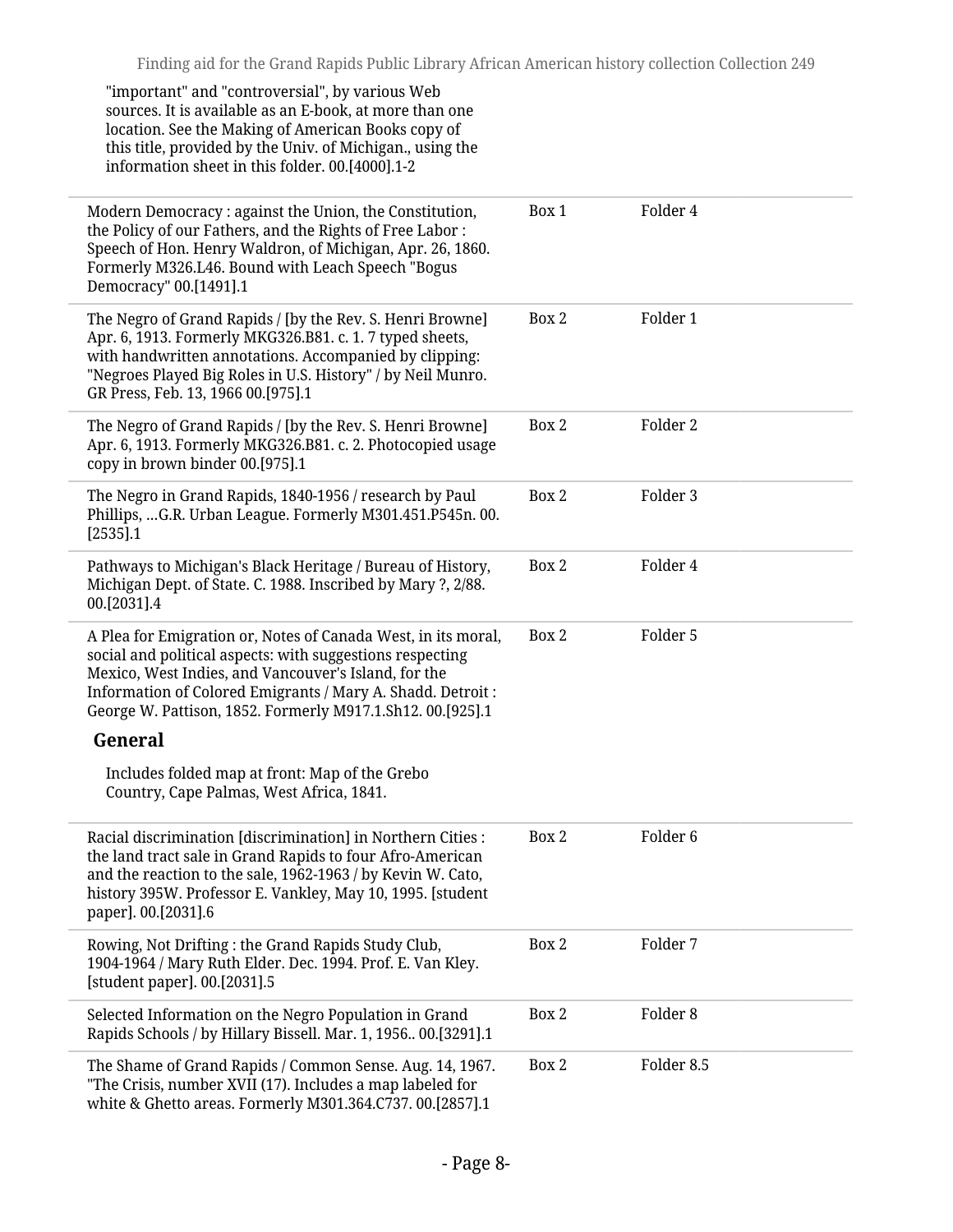"important" and "controversial", by various Web sources. It is available as an E-book, at more than one location. See the Making of American Books copy of this title, provided by the Univ. of Michigan., using the information sheet in this folder. 00.[4000].1-2

| | | |
|---|---|---|
| Modern Democracy : against the Union, the Constitution, the Policy of our Fathers, and the Rights of Free Labor : Speech of Hon. Henry Waldron, of Michigan, Apr. 26, 1860. Formerly M326.L46. Bound with Leach Speech "Bogus Democracy" 00.[1491].1 | Box 1 | Folder 4 |
| The Negro of Grand Rapids / [by the Rev. S. Henri Browne] Apr. 6, 1913. Formerly MKG326.B81. c. 1. 7 typed sheets, with handwritten annotations. Accompanied by clipping: "Negroes Played Big Roles in U.S. History" / by Neil Munro. GR Press, Feb. 13, 1966 00.[975].1 | Box 2 | Folder 1 |
| The Negro of Grand Rapids / [by the Rev. S. Henri Browne] Apr. 6, 1913. Formerly MKG326.B81. c. 2. Photocopied usage copy in brown binder 00.[975].1 | Box 2 | Folder 2 |
| The Negro in Grand Rapids, 1840-1956 / research by Paul Phillips, ...G.R. Urban League. Formerly M301.451.P545n. 00.[2535].1 | Box 2 | Folder 3 |
| Pathways to Michigan's Black Heritage / Bureau of History, Michigan Dept. of State. C. 1988. Inscribed by Mary ?, 2/88. 00.[2031].4 | Box 2 | Folder 4 |
| A Plea for Emigration or, Notes of Canada West, in its moral, social and political aspects: with suggestions respecting Mexico, West Indies, and Vancouver's Island, for the Information of Colored Emigrants / Mary A. Shadd. Detroit : George W. Pattison, 1852. Formerly M917.1.Sh12. 00.[925].1 | Box 2 | Folder 5 |

**General**

Includes folded map at front: Map of the Grebo Country, Cape Palmas, West Africa, 1841.

| | | |
|---|---|---|
| Racial discrimination [discrimination] in Northern Cities : the land tract sale in Grand Rapids to four Afro-American and the reaction to the sale, 1962-1963 / by Kevin W. Cato, history 395W. Professor E. Vankley, May 10, 1995. [student paper]. 00.[2031].6 | Box 2 | Folder 6 |
| Rowing, Not Drifting : the Grand Rapids Study Club, 1904-1964 / Mary Ruth Elder. Dec. 1994. Prof. E. Van Kley. [student paper]. 00.[2031].5 | Box 2 | Folder 7 |
| Selected Information on the Negro Population in Grand Rapids Schools / by Hillary Bissell. Mar. 1, 1956.. 00.[3291].1 | Box 2 | Folder 8 |
| The Shame of Grand Rapids / Common Sense. Aug. 14, 1967. "The Crisis, number XVII (17). Includes a map labeled for white & Ghetto areas. Formerly M301.364.C737. 00.[2857].1 | Box 2 | Folder 8.5 |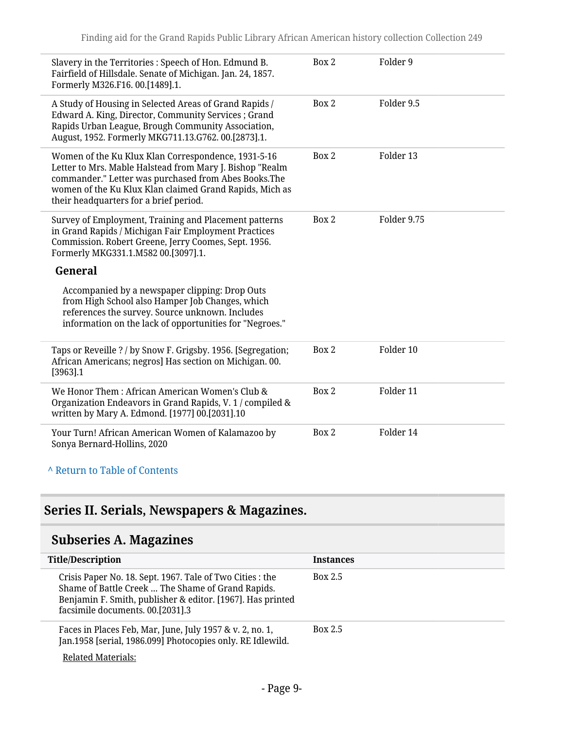| | | |
|---|---|---|
| Slavery in the Territories : Speech of Hon. Edmund B. Fairfield of Hillsdale. Senate of Michigan. Jan. 24, 1857. Formerly M326.F16. 00.[1489].1. | Box 2 | Folder 9 |
| A Study of Housing in Selected Areas of Grand Rapids / Edward A. King, Director, Community Services ; Grand Rapids Urban League, Brough Community Association, August, 1952. Formerly MKG711.13.G762. 00.[2873].1. | Box 2 | Folder 9.5 |
| Women of the Ku Klux Klan Correspondence, 1931-5-16 Letter to Mrs. Mable Halstead from Mary J. Bishop "Realm commander." Letter was purchased from Abes Books.The women of the Ku Klux Klan claimed Grand Rapids, Mich as their headquarters for a brief period. | Box 2 | Folder 13 |
| Survey of Employment, Training and Placement patterns in Grand Rapids / Michigan Fair Employment Practices Commission. Robert Greene, Jerry Coomes, Sept. 1956. Formerly MKG331.1.M582 00.[3097].1. **General** Accompanied by a newspaper clipping: Drop Outs from High School also Hamper Job Changes, which references the survey. Source unknown. Includes information on the lack of opportunities for "Negroes." | Box 2 | Folder 9.75 |
| Taps or Reveille ? / by Snow F. Grigsby. 1956. [Segregation; African Americans; negros] Has section on Michigan. 00.[3963].1 | Box 2 | Folder 10 |
| We Honor Them : African American Women's Club & Organization Endeavors in Grand Rapids, V. 1 / compiled & written by Mary A. Edmond. [1977] 00.[2031].10 | Box 2 | Folder 11 |
| Your Turn! African American Women of Kalamazoo by Sonya Bernard-Hollins, 2020 | Box 2 | Folder 14 |

^ Return to Table of Contents

## Series II. Serials, Newspapers & Magazines.

### Subseries A. Magazines

| Title/Description | Instances |
|---|---|
| Crisis Paper No. 18. Sept. 1967. Tale of Two Cities : the Shame of Battle Creek ... The Shame of Grand Rapids. Benjamin F. Smith, publisher & editor. [1967]. Has printed facsimile documents. 00.[2031].3 | Box 2.5 |
| Faces in Places Feb, Mar, June, July 1957 & v. 2, no. 1, Jan.1958 [serial, 1986.099] Photocopies only. RE Idlewild. Related Materials: | Box 2.5 |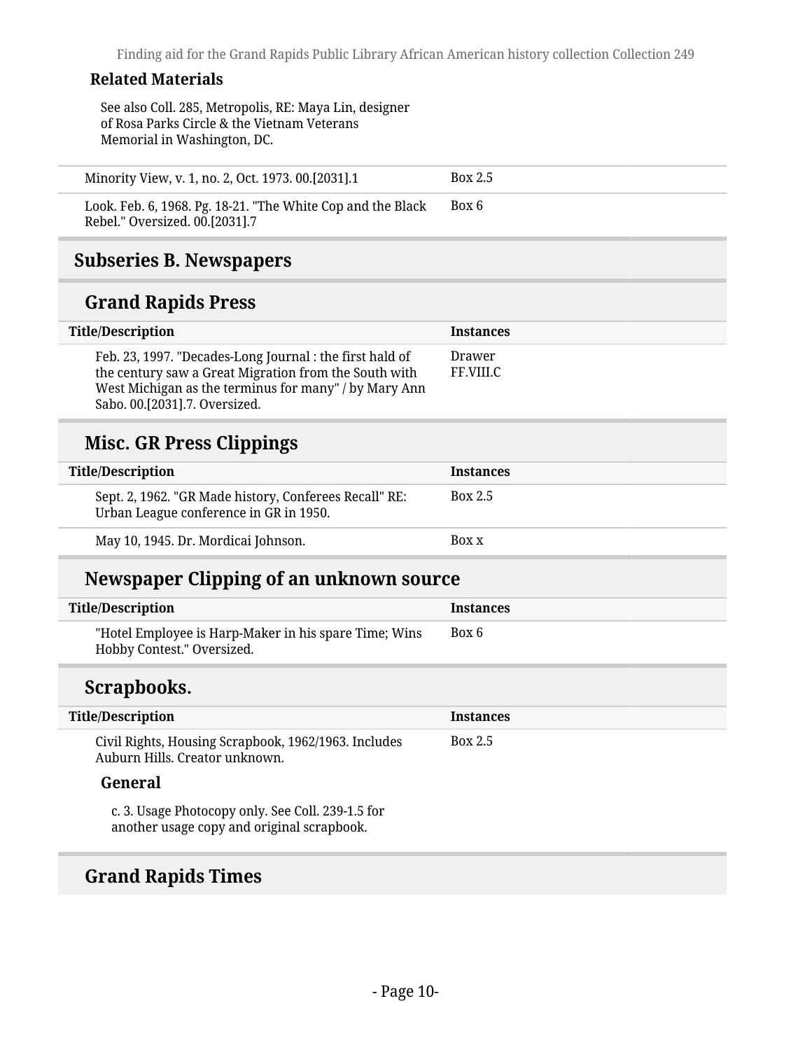**Related Materials**

See also Coll. 285, Metropolis, RE: Maya Lin, designer of Rosa Parks Circle & the Vietnam Veterans Memorial in Washington, DC.

| | |
|---|---|
| Minority View, v. 1, no. 2, Oct. 1973. 00.[2031].1 | Box 2.5 |
| Look. Feb. 6, 1968. Pg. 18-21. "The White Cop and the Black Rebel." Oversized. 00.[2031].7 | Box 6 |

## Subseries B. Newspapers

### Grand Rapids Press

| Title/Description | Instances |
|---|---|
| Feb. 23, 1997. "Decades-Long Journal : the first hald of the century saw a Great Migration from the South with West Michigan as the terminus for many" / by Mary Ann Sabo. 00.[2031].7. Oversized. | Drawer FF.VIII.C |

### Misc. GR Press Clippings

| Title/Description | Instances |
|---|---|
| Sept. 2, 1962. "GR Made history, Conferees Recall" RE: Urban League conference in GR in 1950. | Box 2.5 |
| May 10, 1945. Dr. Mordicai Johnson. | Box x |

### Newspaper Clipping of an unknown source

| Title/Description | Instances |
|---|---|
| "Hotel Employee is Harp-Maker in his spare Time; Wins Hobby Contest." Oversized. | Box 6 |

### Scrapbooks.

| Title/Description | Instances |
|---|---|
| Civil Rights, Housing Scrapbook, 1962/1963. Includes Auburn Hills. Creator unknown. | Box 2.5 |

**General**

c. 3. Usage Photocopy only. See Coll. 239-1.5 for another usage copy and original scrapbook.

### Grand Rapids Times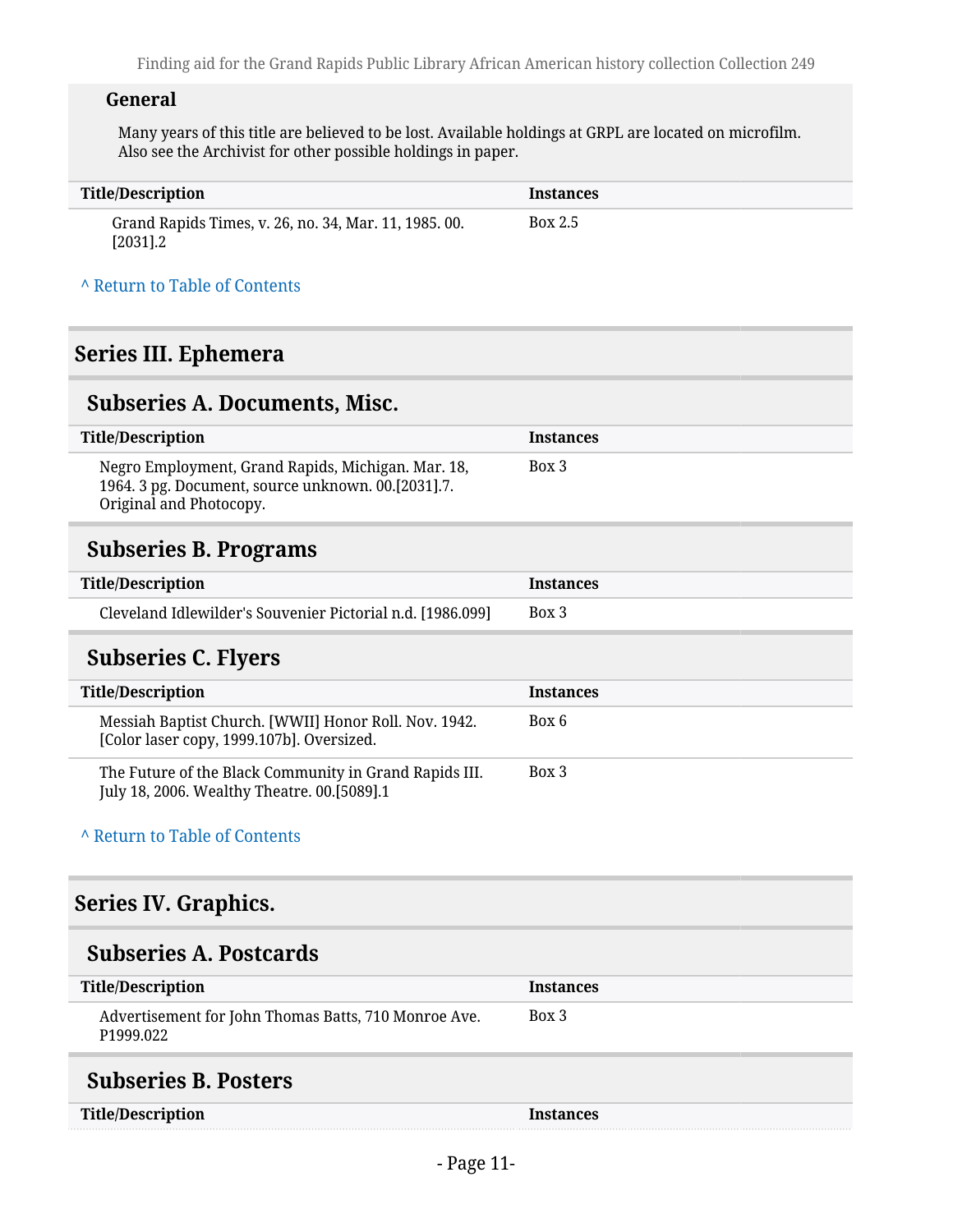#### General

Many years of this title are believed to be lost. Available holdings at GRPL are located on microfilm. Also see the Archivist for other possible holdings in paper.

| Title/Description | Instances |
| --- | --- |
| Grand Rapids Times, v. 26, no. 34, Mar. 11, 1985. 00.[2031].2 | Box 2.5 |

^ Return to Table of Contents

## Series III. Ephemera

### Subseries A. Documents, Misc.

| Title/Description | Instances |
| --- | --- |
| Negro Employment, Grand Rapids, Michigan. Mar. 18, 1964. 3 pg. Document, source unknown. 00.[2031].7. Original and Photocopy. | Box 3 |

### Subseries B. Programs

| Title/Description | Instances |
| --- | --- |
| Cleveland Idlewilder's Souvenier Pictorial n.d. [1986.099] | Box 3 |

### Subseries C. Flyers

| Title/Description | Instances |
| --- | --- |
| Messiah Baptist Church. [WWII] Honor Roll. Nov. 1942. [Color laser copy, 1999.107b]. Oversized. | Box 6 |
| The Future of the Black Community in Grand Rapids III. July 18, 2006. Wealthy Theatre. 00.[5089].1 | Box 3 |

^ Return to Table of Contents

## Series IV. Graphics.

### Subseries A. Postcards

| Title/Description | Instances |
| --- | --- |
| Advertisement for John Thomas Batts, 710 Monroe Ave. P1999.022 | Box 3 |

### Subseries B. Posters

| Title/Description | Instances |
| --- | --- |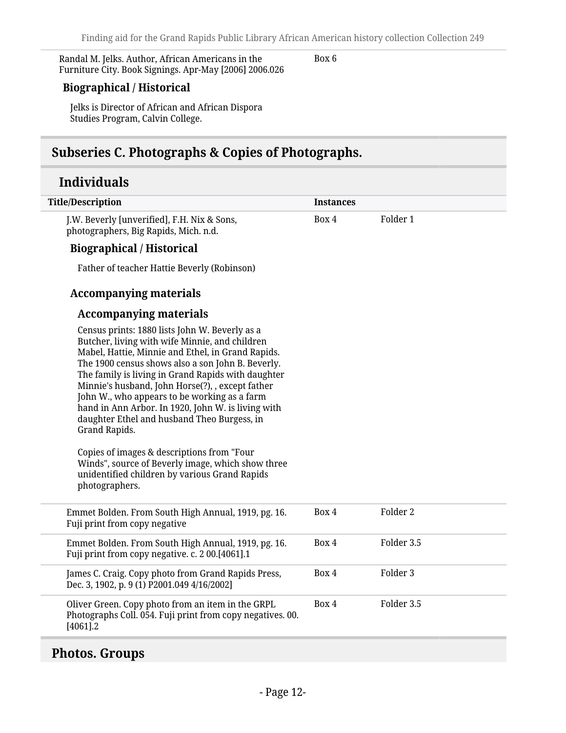Randal M. Jelks. Author, African Americans in the Furniture City. Book Signings. Apr-May [2006] 2006.026 — Box 6

#### Biographical / Historical

Jelks is Director of African and African Dispora Studies Program, Calvin College.

## Subseries C. Photographs & Copies of Photographs.

### Individuals

| Title/Description | Instances | |
|---|---|---|
| J.W. Beverly [unverified], F.H. Nix & Sons, photographers, Big Rapids, Mich. n.d. | Box 4 | Folder 1 |

#### Biographical / Historical

Father of teacher Hattie Beverly (Robinson)

#### Accompanying materials

##### Accompanying materials

Census prints: 1880 lists John W. Beverly as a Butcher, living with wife Minnie, and children Mabel, Hattie, Minnie and Ethel, in Grand Rapids. The 1900 census shows also a son John B. Beverly. The family is living in Grand Rapids with daughter Minnie's husband, John Horse(?), , except father John W., who appears to be working as a farm hand in Ann Arbor. In 1920, John W. is living with daughter Ethel and husband Theo Burgess, in Grand Rapids.

Copies of images & descriptions from "Four Winds", source of Beverly image, which show three unidentified children by various Grand Rapids photographers.

| Title/Description | Instances | |
|---|---|---|
| Emmet Bolden. From South High Annual, 1919, pg. 16. Fuji print from copy negative | Box 4 | Folder 2 |
| Emmet Bolden. From South High Annual, 1919, pg. 16. Fuji print from copy negative. c. 2 00.[4061].1 | Box 4 | Folder 3.5 |
| James C. Craig. Copy photo from Grand Rapids Press, Dec. 3, 1902, p. 9 (1) P2001.049 4/16/2002] | Box 4 | Folder 3 |
| Oliver Green. Copy photo from an item in the GRPL Photographs Coll. 054. Fuji print from copy negatives. 00.[4061].2 | Box 4 | Folder 3.5 |

## Photos. Groups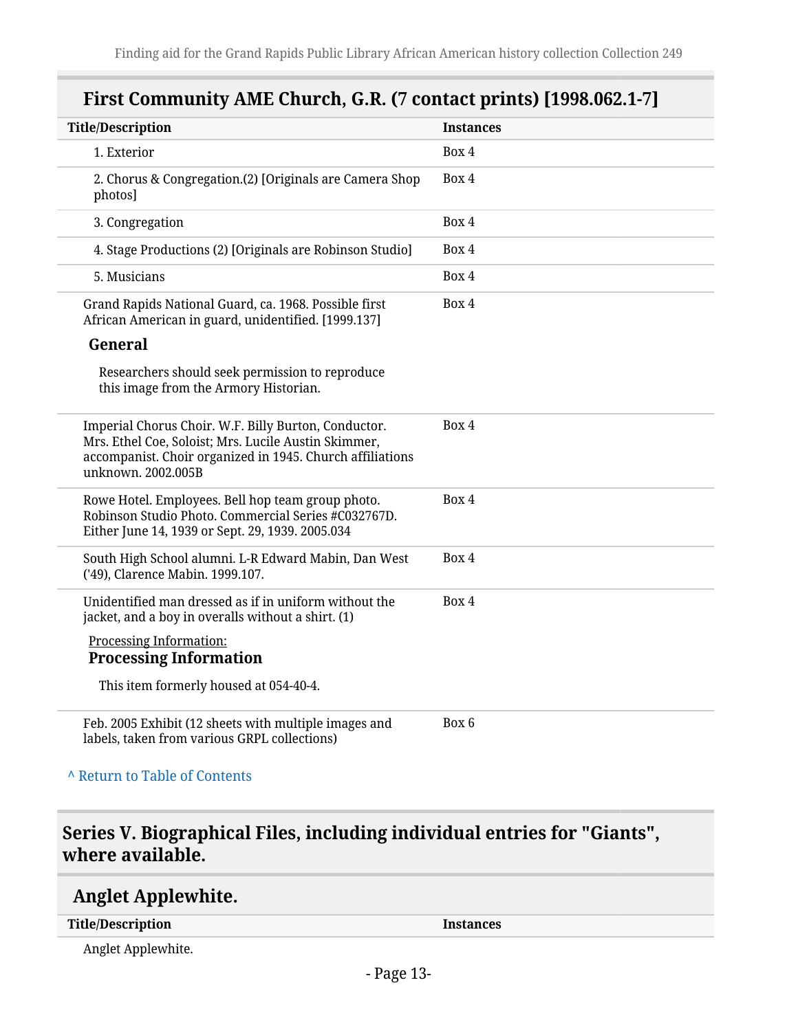## First Community AME Church, G.R. (7 contact prints) [1998.062.1-7]

| Title/Description | Instances |
|---|---|
| 1. Exterior | Box 4 |
| 2. Chorus & Congregation.(2) [Originals are Camera Shop photos] | Box 4 |
| 3. Congregation | Box 4 |
| 4. Stage Productions (2) [Originals are Robinson Studio] | Box 4 |
| 5. Musicians | Box 4 |
| Grand Rapids National Guard, ca. 1968. Possible first African American in guard, unidentified. [1999.137] **General** Researchers should seek permission to reproduce this image from the Armory Historian. | Box 4 |
| Imperial Chorus Choir. W.F. Billy Burton, Conductor. Mrs. Ethel Coe, Soloist; Mrs. Lucile Austin Skimmer, accompanist. Choir organized in 1945. Church affiliations unknown. 2002.005B | Box 4 |
| Rowe Hotel. Employees. Bell hop team group photo. Robinson Studio Photo. Commercial Series #C032767D. Either June 14, 1939 or Sept. 29, 1939. 2005.034 | Box 4 |
| South High School alumni. L-R Edward Mabin, Dan West ('49), Clarence Mabin. 1999.107. | Box 4 |
| Unidentified man dressed as if in uniform without the jacket, and a boy in overalls without a shirt. (1) Processing Information: **Processing Information** This item formerly housed at 054-40-4. | Box 4 |
| Feb. 2005 Exhibit (12 sheets with multiple images and labels, taken from various GRPL collections) | Box 6 |

^ Return to Table of Contents

## Series V. Biographical Files, including individual entries for "Giants", where available.

### Anglet Applewhite.

| Title/Description | Instances |
|---|---|
| Anglet Applewhite. | |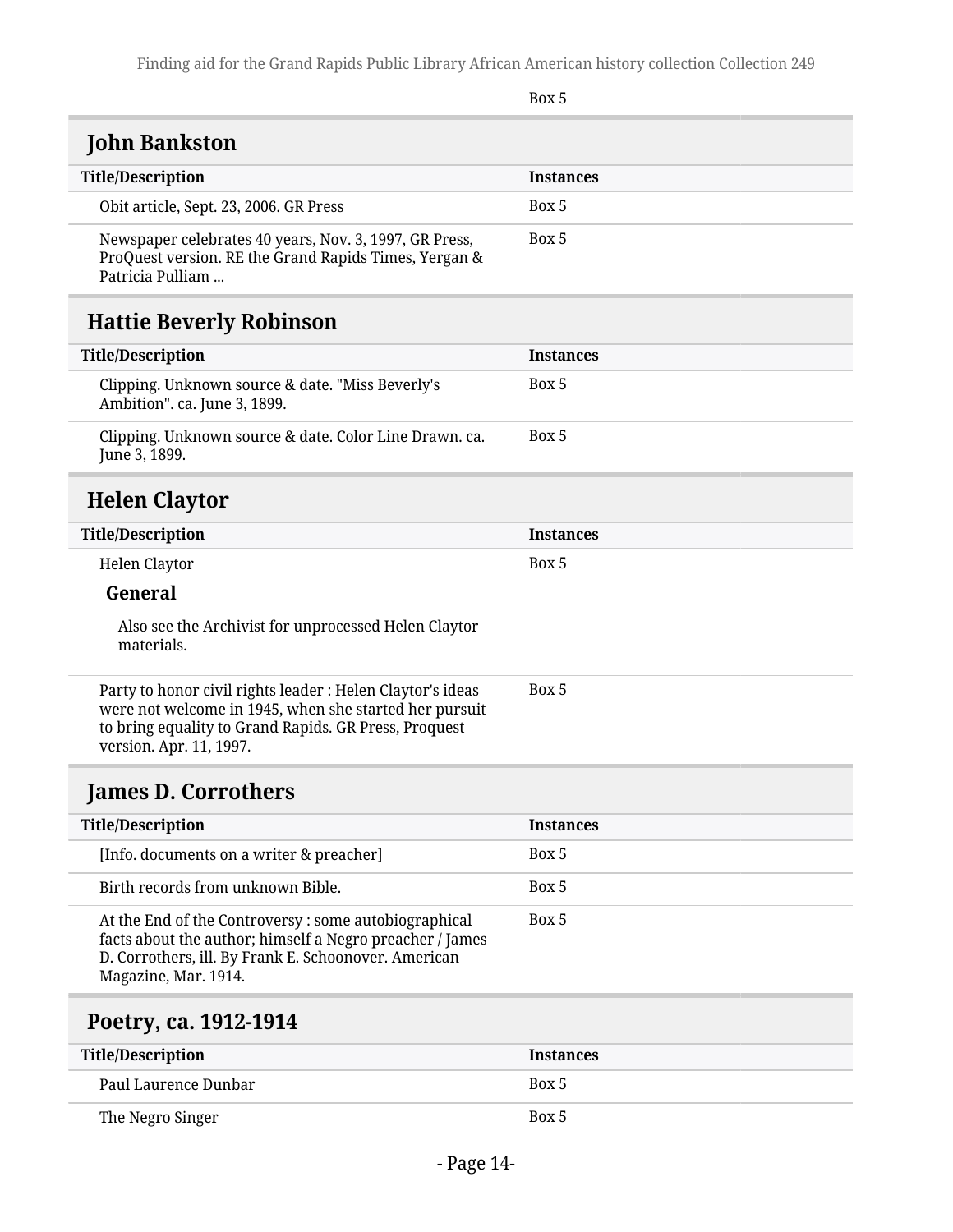| | Box 5 |
| --- | --- |

## John Bankston

| Title/Description | Instances |
| --- | --- |
| Obit article, Sept. 23, 2006. GR Press | Box 5 |
| Newspaper celebrates 40 years, Nov. 3, 1997, GR Press, ProQuest version. RE the Grand Rapids Times, Yergan & Patricia Pulliam ... | Box 5 |

## Hattie Beverly Robinson

| Title/Description | Instances |
| --- | --- |
| Clipping. Unknown source & date. "Miss Beverly's Ambition". ca. June 3, 1899. | Box 5 |
| Clipping. Unknown source & date. Color Line Drawn. ca. June 3, 1899. | Box 5 |

## Helen Claytor

| Title/Description | Instances |
| --- | --- |
| Helen Claytor<br>**General**<br>Also see the Archivist for unprocessed Helen Claytor materials. | Box 5 |
| Party to honor civil rights leader : Helen Claytor's ideas were not welcome in 1945, when she started her pursuit to bring equality to Grand Rapids. GR Press, Proquest version. Apr. 11, 1997. | Box 5 |

## James D. Corrothers

| Title/Description | Instances |
| --- | --- |
| [Info. documents on a writer & preacher] | Box 5 |
| Birth records from unknown Bible. | Box 5 |
| At the End of the Controversy : some autobiographical facts about the author; himself a Negro preacher / James D. Corrothers, ill. By Frank E. Schoonover. American Magazine, Mar. 1914. | Box 5 |

## Poetry, ca. 1912-1914

| Title/Description | Instances |
| --- | --- |
| Paul Laurence Dunbar | Box 5 |
| The Negro Singer | Box 5 |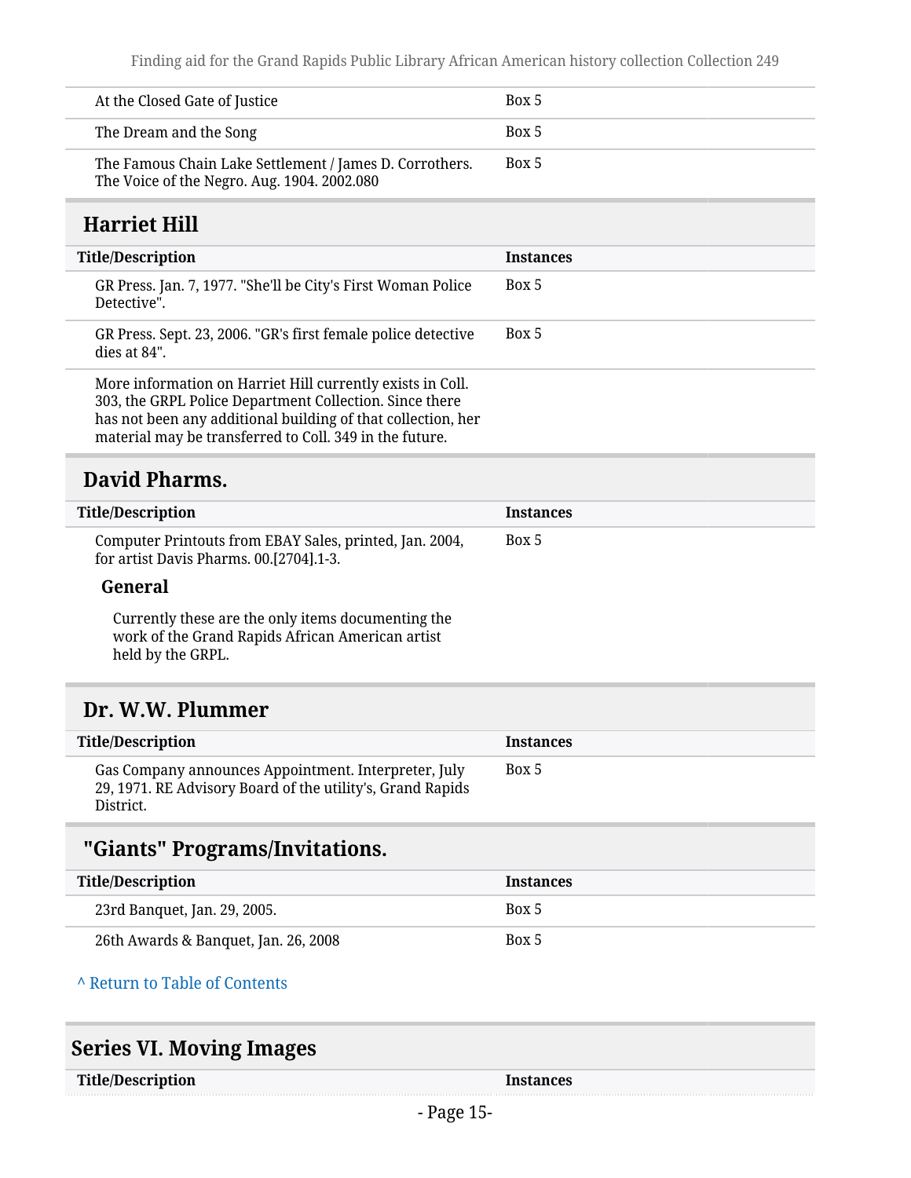| Title/Description | Instances |
| --- | --- |
| At the Closed Gate of Justice | Box 5 |
| The Dream and the Song | Box 5 |
| The Famous Chain Lake Settlement / James D. Corrothers. The Voice of the Negro. Aug. 1904. 2002.080 | Box 5 |

## Harriet Hill

| Title/Description | Instances |
| --- | --- |
| GR Press. Jan. 7, 1977. "She'll be City's First Woman Police Detective". | Box 5 |
| GR Press. Sept. 23, 2006. "GR's first female police detective dies at 84". | Box 5 |
| More information on Harriet Hill currently exists in Coll. 303, the GRPL Police Department Collection. Since there has not been any additional building of that collection, her material may be transferred to Coll. 349 in the future. | |

## David Pharms.

| Title/Description | Instances |
| --- | --- |
| Computer Printouts from EBAY Sales, printed, Jan. 2004, for artist Davis Pharms. 00.[2704].1-3. | Box 5 |

### General

Currently these are the only items documenting the work of the Grand Rapids African American artist held by the GRPL.

## Dr. W.W. Plummer

| Title/Description | Instances |
| --- | --- |
| Gas Company announces Appointment. Interpreter, July 29, 1971. RE Advisory Board of the utility's, Grand Rapids District. | Box 5 |

## "Giants" Programs/Invitations.

| Title/Description | Instances |
| --- | --- |
| 23rd Banquet, Jan. 29, 2005. | Box 5 |
| 26th Awards & Banquet, Jan. 26, 2008 | Box 5 |

^ Return to Table of Contents

## Series VI. Moving Images

| Title/Description | Instances |
| --- | --- |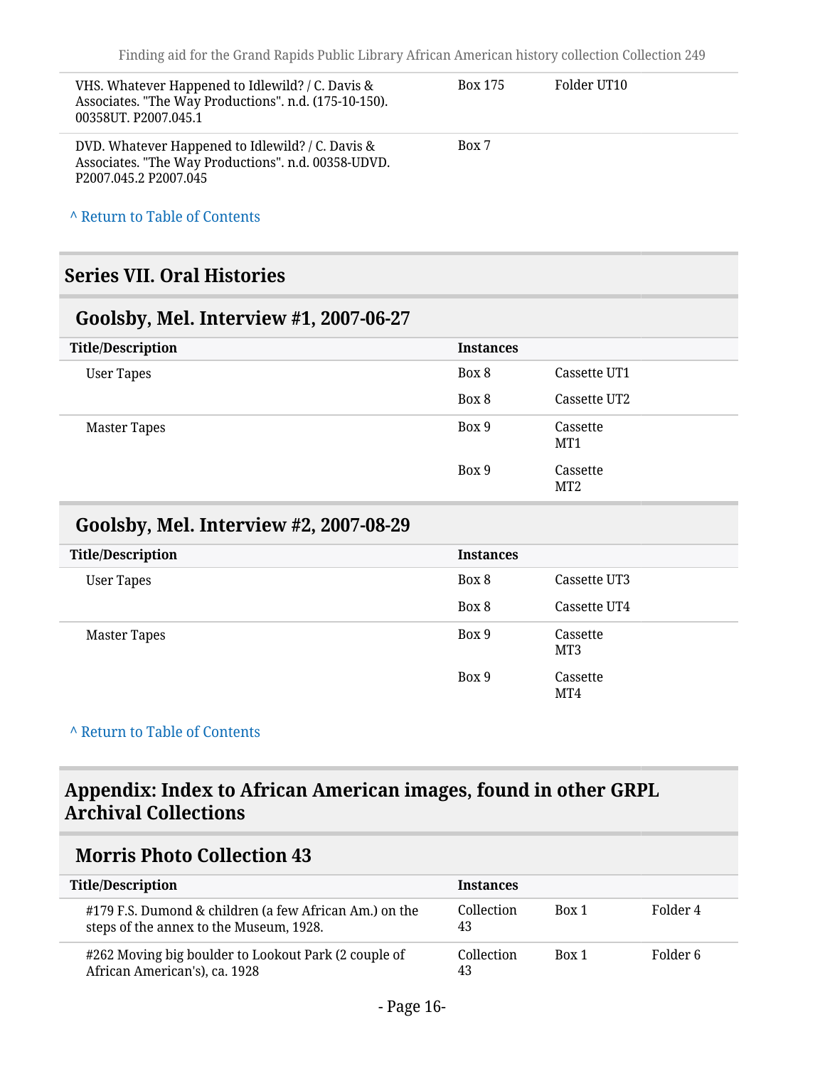| | | |
|---|---|---|
| VHS. Whatever Happened to Idlewild? / C. Davis & Associates. "The Way Productions". n.d. (175-10-150). 00358UT. P2007.045.1 | Box 175 | Folder UT10 |
| DVD. Whatever Happened to Idlewild? / C. Davis & Associates. "The Way Productions". n.d. 00358-UDVD. P2007.045.2 P2007.045 | Box 7 | |

^ Return to Table of Contents

## Series VII. Oral Histories

### Goolsby, Mel. Interview #1, 2007-06-27

| Title/Description | Instances | |
|---|---|---|
| User Tapes | Box 8 | Cassette UT1 |
| | Box 8 | Cassette UT2 |
| Master Tapes | Box 9 | Cassette MT1 |
| | Box 9 | Cassette MT2 |

### Goolsby, Mel. Interview #2, 2007-08-29

| Title/Description | Instances | |
|---|---|---|
| User Tapes | Box 8 | Cassette UT3 |
| | Box 8 | Cassette UT4 |
| Master Tapes | Box 9 | Cassette MT3 |
| | Box 9 | Cassette MT4 |

^ Return to Table of Contents

## Appendix: Index to African American images, found in other GRPL Archival Collections

### Morris Photo Collection 43

| Title/Description | Instances | | |
|---|---|---|---|
| #179 F.S. Dumond & children (a few African Am.) on the steps of the annex to the Museum, 1928. | Collection 43 | Box 1 | Folder 4 |
| #262 Moving big boulder to Lookout Park (2 couple of African American's), ca. 1928 | Collection 43 | Box 1 | Folder 6 |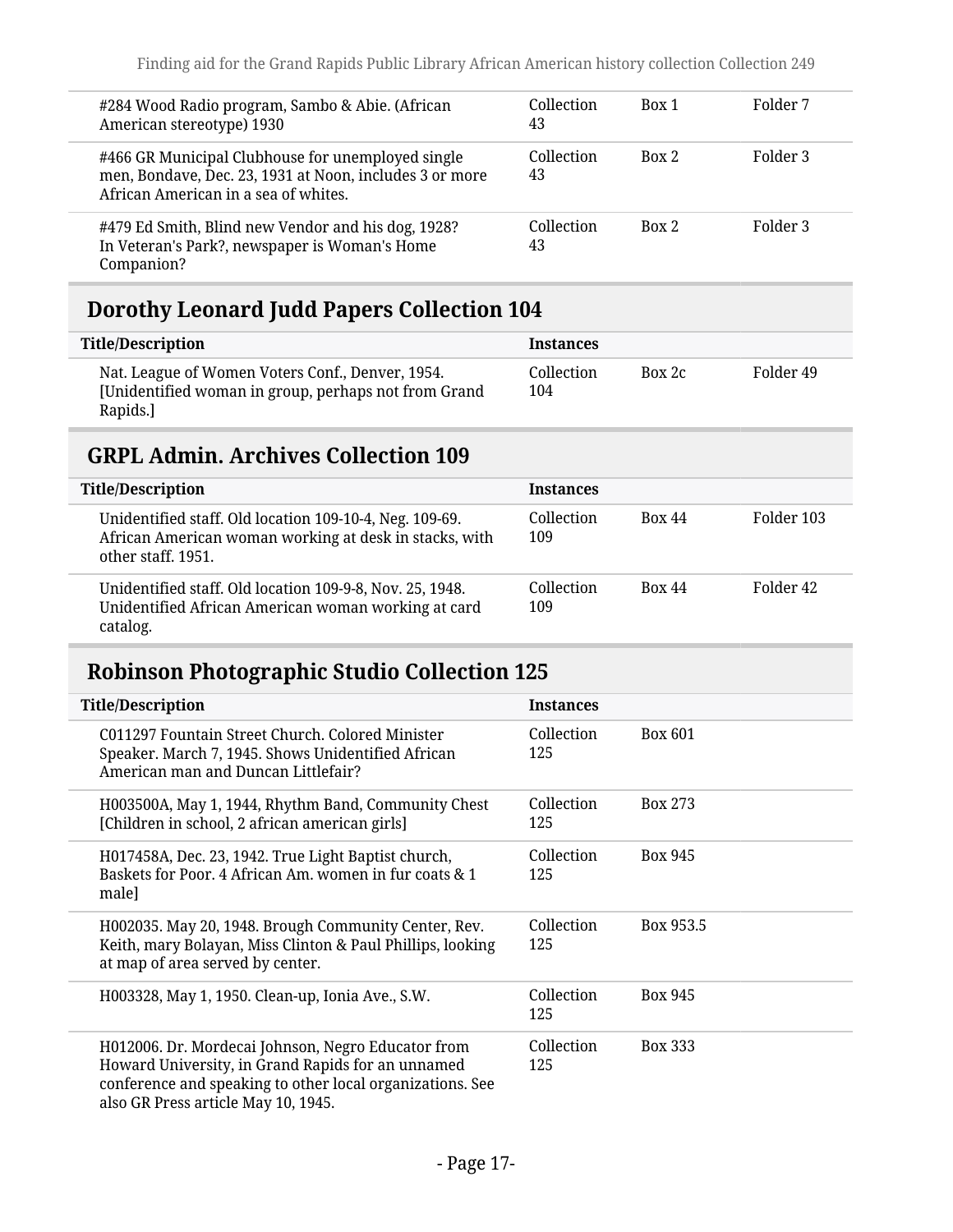| | | | |
|---|---|---|---|
| #284 Wood Radio program, Sambo & Abie. (African American stereotype) 1930 | Collection 43 | Box 1 | Folder 7 |
| #466 GR Municipal Clubhouse for unemployed single men, Bondave, Dec. 23, 1931 at Noon, includes 3 or more African American in a sea of whites. | Collection 43 | Box 2 | Folder 3 |
| #479 Ed Smith, Blind new Vendor and his dog, 1928? In Veteran's Park?, newspaper is Woman's Home Companion? | Collection 43 | Box 2 | Folder 3 |

## Dorothy Leonard Judd Papers Collection 104

| Title/Description | Instances | | |
|---|---|---|---|
| Nat. League of Women Voters Conf., Denver, 1954. [Unidentified woman in group, perhaps not from Grand Rapids.] | Collection 104 | Box 2c | Folder 49 |

## GRPL Admin. Archives Collection 109

| Title/Description | Instances | | |
|---|---|---|---|
| Unidentified staff. Old location 109-10-4, Neg. 109-69. African American woman working at desk in stacks, with other staff. 1951. | Collection 109 | Box 44 | Folder 103 |
| Unidentified staff. Old location 109-9-8, Nov. 25, 1948. Unidentified African American woman working at card catalog. | Collection 109 | Box 44 | Folder 42 |

## Robinson Photographic Studio Collection 125

| Title/Description | Instances | | |
|---|---|---|---|
| C011297 Fountain Street Church. Colored Minister Speaker. March 7, 1945. Shows Unidentified African American man and Duncan Littlefair? | Collection 125 | Box 601 | |
| H003500A, May 1, 1944, Rhythm Band, Community Chest [Children in school, 2 african american girls] | Collection 125 | Box 273 | |
| H017458A, Dec. 23, 1942. True Light Baptist church, Baskets for Poor. 4 African Am. women in fur coats & 1 male] | Collection 125 | Box 945 | |
| H002035. May 20, 1948. Brough Community Center, Rev. Keith, mary Bolayan, Miss Clinton & Paul Phillips, looking at map of area served by center. | Collection 125 | Box 953.5 | |
| H003328, May 1, 1950. Clean-up, Ionia Ave., S.W. | Collection 125 | Box 945 | |
| H012006. Dr. Mordecai Johnson, Negro Educator from Howard University, in Grand Rapids for an unnamed conference and speaking to other local organizations. See also GR Press article May 10, 1945. | Collection 125 | Box 333 | |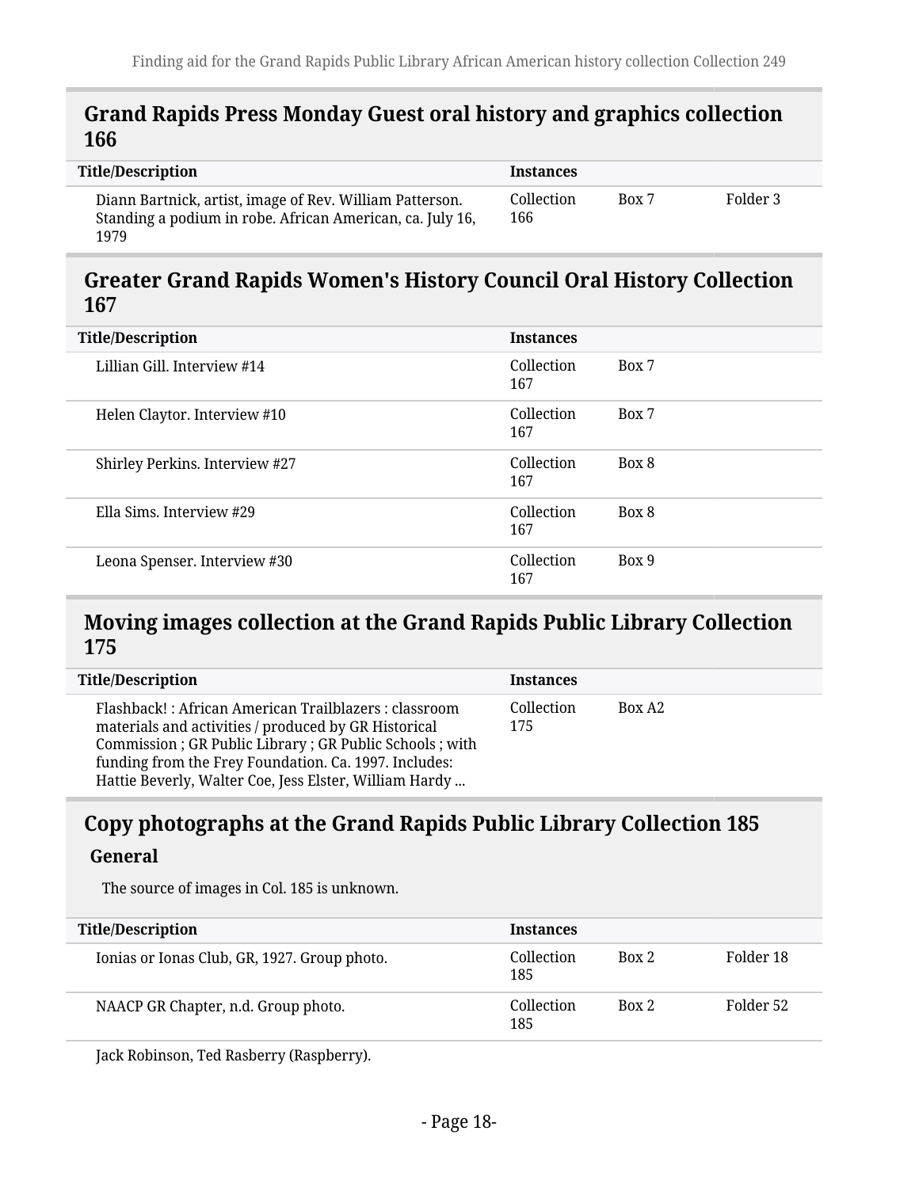## Grand Rapids Press Monday Guest oral history and graphics collection 166

| Title/Description | Instances | | |
|---|---|---|---|
| Diann Bartnick, artist, image of Rev. William Patterson. Standing a podium in robe. African American, ca. July 16, 1979 | Collection 166 | Box 7 | Folder 3 |

## Greater Grand Rapids Women's History Council Oral History Collection 167

| Title/Description | Instances | |
|---|---|---|
| Lillian Gill. Interview #14 | Collection 167 | Box 7 |
| Helen Claytor. Interview #10 | Collection 167 | Box 7 |
| Shirley Perkins. Interview #27 | Collection 167 | Box 8 |
| Ella Sims. Interview #29 | Collection 167 | Box 8 |
| Leona Spenser. Interview #30 | Collection 167 | Box 9 |

## Moving images collection at the Grand Rapids Public Library Collection 175

| Title/Description | Instances | |
|---|---|---|
| Flashback! : African American Trailblazers : classroom materials and activities / produced by GR Historical Commission ; GR Public Library ; GR Public Schools ; with funding from the Frey Foundation. Ca. 1997. Includes: Hattie Beverly, Walter Coe, Jess Elster, William Hardy ... | Collection 175 | Box A2 |

## Copy photographs at the Grand Rapids Public Library Collection 185

### General

The source of images in Col. 185 is unknown.

| Title/Description | Instances | | |
|---|---|---|---|
| Ionias or Ionas Club, GR, 1927. Group photo. | Collection 185 | Box 2 | Folder 18 |
| NAACP GR Chapter, n.d. Group photo. | Collection 185 | Box 2 | Folder 52 |

Jack Robinson, Ted Rasberry (Raspberry).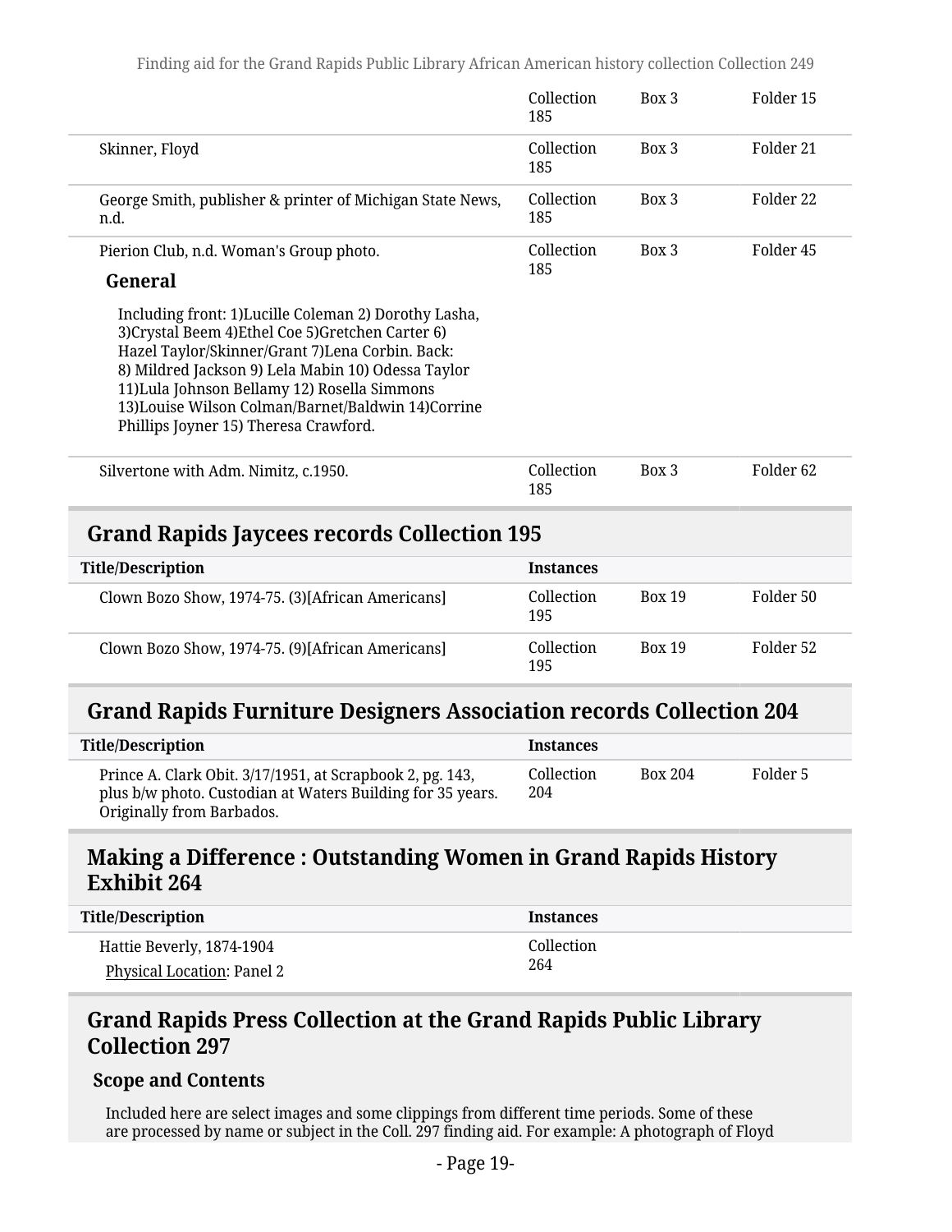| Title/Description | Instances | | |
|---|---|---|---|
| | Collection 185 | Box 3 | Folder 15 |
| Skinner, Floyd | Collection 185 | Box 3 | Folder 21 |
| George Smith, publisher & printer of Michigan State News, n.d. | Collection 185 | Box 3 | Folder 22 |
| Pierion Club, n.d. Woman's Group photo. **General** Including front: 1)Lucille Coleman 2) Dorothy Lasha, 3)Crystal Beem 4)Ethel Coe 5)Gretchen Carter 6) Hazel Taylor/Skinner/Grant 7)Lena Corbin. Back: 8) Mildred Jackson 9) Lela Mabin 10) Odessa Taylor 11)Lula Johnson Bellamy 12) Rosella Simmons 13)Louise Wilson Colman/Barnet/Baldwin 14)Corrine Phillips Joyner 15) Theresa Crawford. | Collection 185 | Box 3 | Folder 45 |
| Silvertone with Adm. Nimitz, c.1950. | Collection 185 | Box 3 | Folder 62 |

## Grand Rapids Jaycees records Collection 195

| Title/Description | Instances | | |
|---|---|---|---|
| Clown Bozo Show, 1974-75. (3)[African Americans] | Collection 195 | Box 19 | Folder 50 |
| Clown Bozo Show, 1974-75. (9)[African Americans] | Collection 195 | Box 19 | Folder 52 |

## Grand Rapids Furniture Designers Association records Collection 204

| Title/Description | Instances | | |
|---|---|---|---|
| Prince A. Clark Obit. 3/17/1951, at Scrapbook 2, pg. 143, plus b/w photo. Custodian at Waters Building for 35 years. Originally from Barbados. | Collection 204 | Box 204 | Folder 5 |

## Making a Difference : Outstanding Women in Grand Rapids History Exhibit 264

| Title/Description | Instances |
|---|---|
| Hattie Beverly, 1874-1904 Physical Location: Panel 2 | Collection 264 |

## Grand Rapids Press Collection at the Grand Rapids Public Library Collection 297

### Scope and Contents

Included here are select images and some clippings from different time periods. Some of these are processed by name or subject in the Coll. 297 finding aid. For example: A photograph of Floyd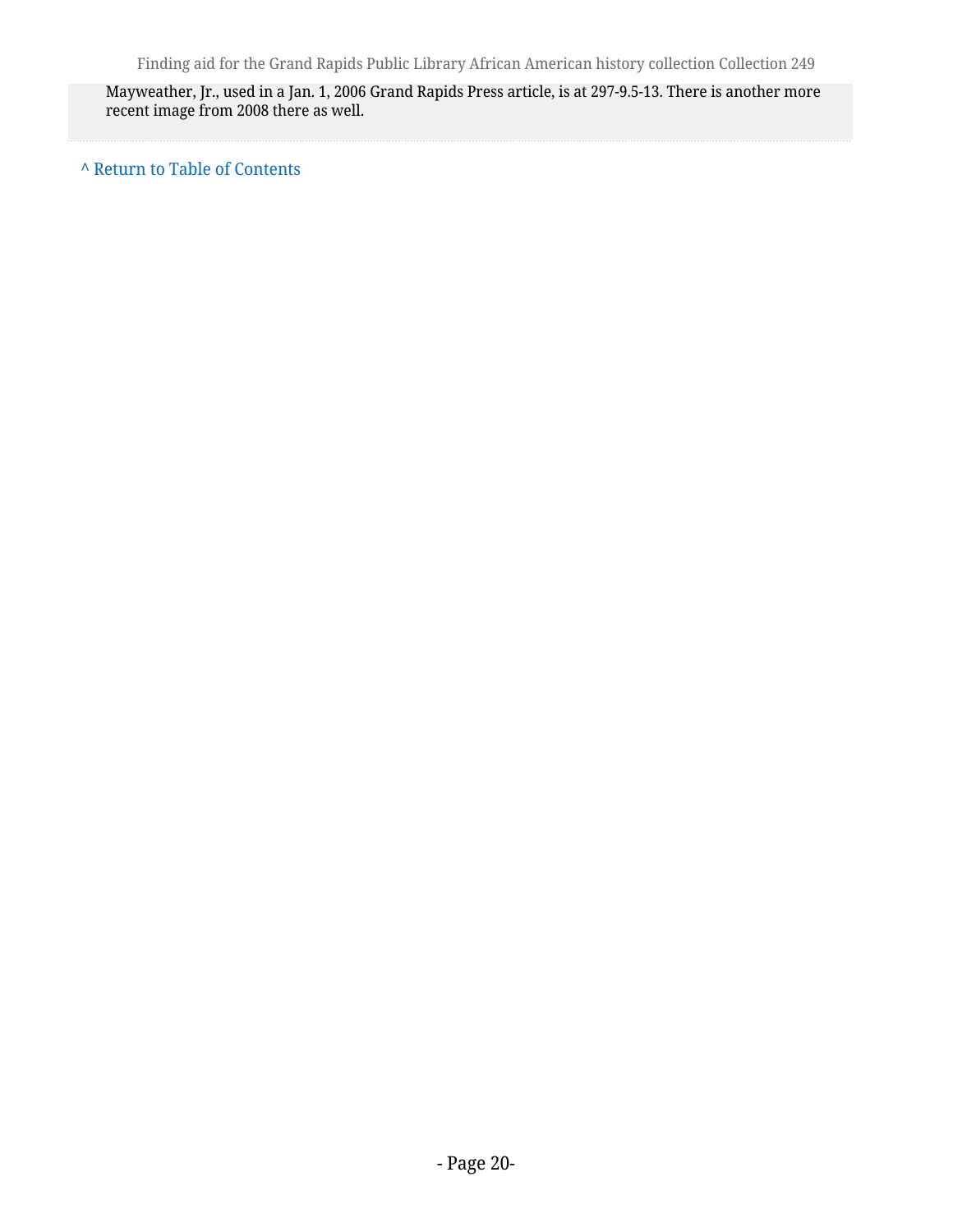Mayweather, Jr., used in a Jan. 1, 2006 Grand Rapids Press article, is at 297-9.5-13. There is another more recent image from 2008 there as well.

^ Return to Table of Contents